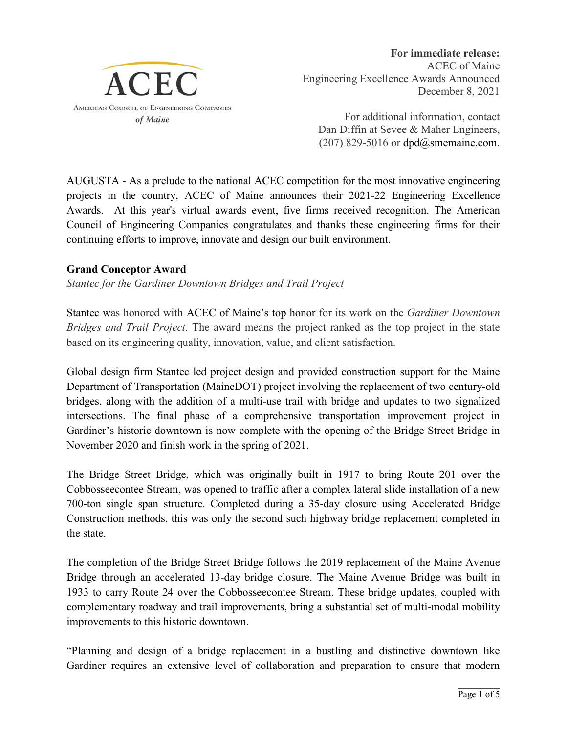ACEC

American Council of Engineering Companies
*of Maine*

**For immediate release:**
ACEC of Maine
Engineering Excellence Awards Announced
December 8, 2021

For additional information, contact
Dan Diffin at Sevee & Maher Engineers,
(207) 829-5016 or dpd@smemaine.com.

AUGUSTA - As a prelude to the national ACEC competition for the most innovative engineering projects in the country, ACEC of Maine announces their 2021-22 Engineering Excellence Awards. At this year's virtual awards event, five firms received recognition. The American Council of Engineering Companies congratulates and thanks these engineering firms for their continuing efforts to improve, innovate and design our built environment.

**Grand Conceptor Award**
*Stantec for the Gardiner Downtown Bridges and Trail Project*

Stantec was honored with ACEC of Maine's top honor for its work on the *Gardiner Downtown Bridges and Trail Project*. The award means the project ranked as the top project in the state based on its engineering quality, innovation, value, and client satisfaction.

Global design firm Stantec led project design and provided construction support for the Maine Department of Transportation (MaineDOT) project involving the replacement of two century-old bridges, along with the addition of a multi-use trail with bridge and updates to two signalized intersections. The final phase of a comprehensive transportation improvement project in Gardiner's historic downtown is now complete with the opening of the Bridge Street Bridge in November 2020 and finish work in the spring of 2021.

The Bridge Street Bridge, which was originally built in 1917 to bring Route 201 over the Cobbosseecontee Stream, was opened to traffic after a complex lateral slide installation of a new 700-ton single span structure. Completed during a 35-day closure using Accelerated Bridge Construction methods, this was only the second such highway bridge replacement completed in the state.

The completion of the Bridge Street Bridge follows the 2019 replacement of the Maine Avenue Bridge through an accelerated 13-day bridge closure. The Maine Avenue Bridge was built in 1933 to carry Route 24 over the Cobbosseecontee Stream. These bridge updates, coupled with complementary roadway and trail improvements, bring a substantial set of multi-modal mobility improvements to this historic downtown.

"Planning and design of a bridge replacement in a bustling and distinctive downtown like Gardiner requires an extensive level of collaboration and preparation to ensure that modern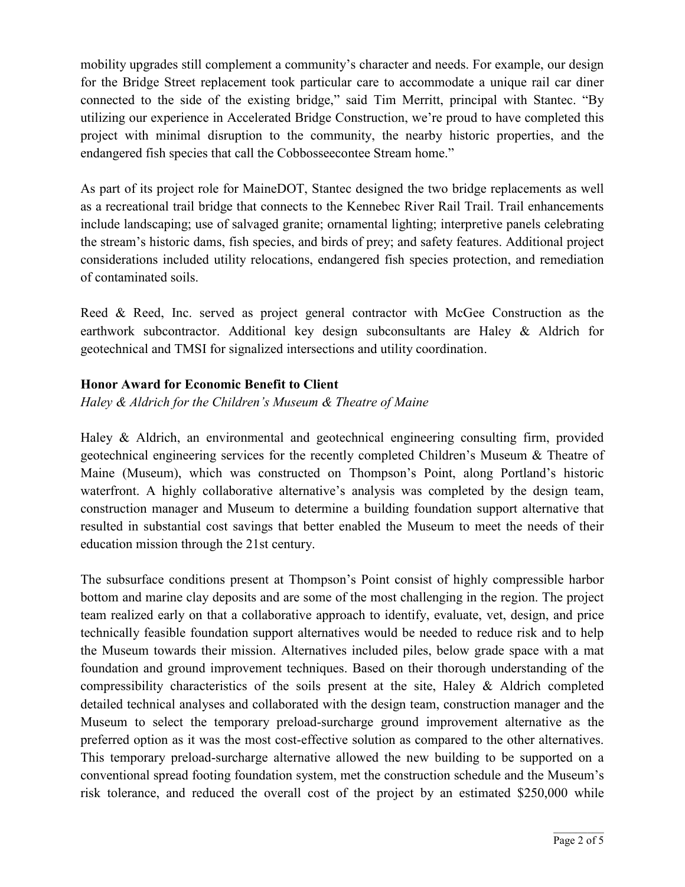mobility upgrades still complement a community's character and needs. For example, our design for the Bridge Street replacement took particular care to accommodate a unique rail car diner connected to the side of the existing bridge," said Tim Merritt, principal with Stantec. "By utilizing our experience in Accelerated Bridge Construction, we're proud to have completed this project with minimal disruption to the community, the nearby historic properties, and the endangered fish species that call the Cobbosseecontee Stream home."

As part of its project role for MaineDOT, Stantec designed the two bridge replacements as well as a recreational trail bridge that connects to the Kennebec River Rail Trail. Trail enhancements include landscaping; use of salvaged granite; ornamental lighting; interpretive panels celebrating the stream's historic dams, fish species, and birds of prey; and safety features. Additional project considerations included utility relocations, endangered fish species protection, and remediation of contaminated soils.

Reed & Reed, Inc. served as project general contractor with McGee Construction as the earthwork subcontractor. Additional key design subconsultants are Haley & Aldrich for geotechnical and TMSI for signalized intersections and utility coordination.

**Honor Award for Economic Benefit to Client**

*Haley & Aldrich for the Children's Museum & Theatre of Maine*

Haley & Aldrich, an environmental and geotechnical engineering consulting firm, provided geotechnical engineering services for the recently completed Children's Museum & Theatre of Maine (Museum), which was constructed on Thompson's Point, along Portland's historic waterfront. A highly collaborative alternative's analysis was completed by the design team, construction manager and Museum to determine a building foundation support alternative that resulted in substantial cost savings that better enabled the Museum to meet the needs of their education mission through the 21st century.

The subsurface conditions present at Thompson's Point consist of highly compressible harbor bottom and marine clay deposits and are some of the most challenging in the region. The project team realized early on that a collaborative approach to identify, evaluate, vet, design, and price technically feasible foundation support alternatives would be needed to reduce risk and to help the Museum towards their mission. Alternatives included piles, below grade space with a mat foundation and ground improvement techniques. Based on their thorough understanding of the compressibility characteristics of the soils present at the site, Haley & Aldrich completed detailed technical analyses and collaborated with the design team, construction manager and the Museum to select the temporary preload-surcharge ground improvement alternative as the preferred option as it was the most cost-effective solution as compared to the other alternatives. This temporary preload-surcharge alternative allowed the new building to be supported on a conventional spread footing foundation system, met the construction schedule and the Museum's risk tolerance, and reduced the overall cost of the project by an estimated $250,000 while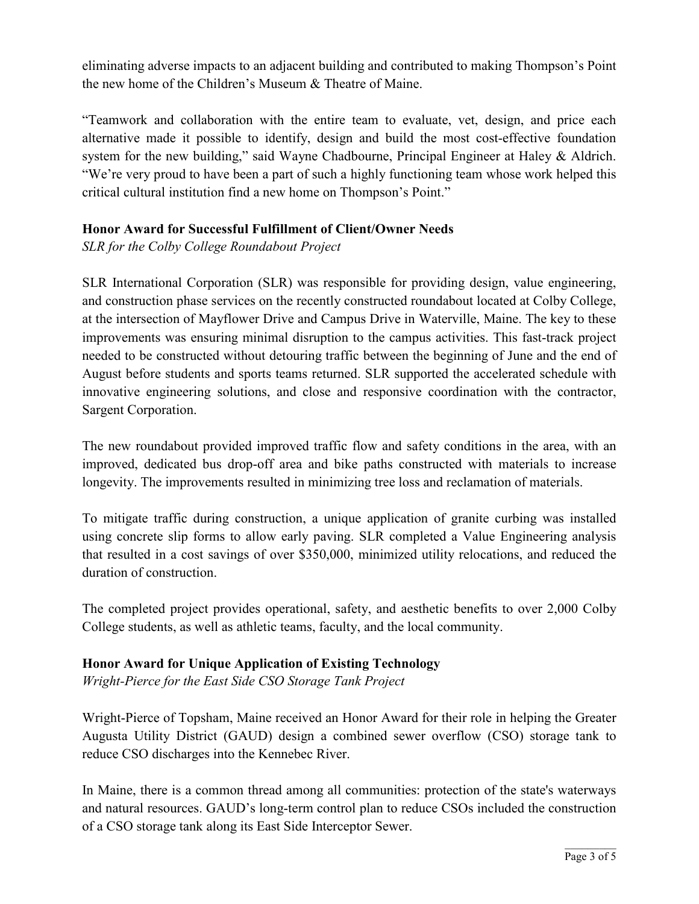eliminating adverse impacts to an adjacent building and contributed to making Thompson's Point the new home of the Children's Museum & Theatre of Maine.

"Teamwork and collaboration with the entire team to evaluate, vet, design, and price each alternative made it possible to identify, design and build the most cost-effective foundation system for the new building," said Wayne Chadbourne, Principal Engineer at Haley & Aldrich. "We're very proud to have been a part of such a highly functioning team whose work helped this critical cultural institution find a new home on Thompson's Point."

**Honor Award for Successful Fulfillment of Client/Owner Needs**

*SLR for the Colby College Roundabout Project*

SLR International Corporation (SLR) was responsible for providing design, value engineering, and construction phase services on the recently constructed roundabout located at Colby College, at the intersection of Mayflower Drive and Campus Drive in Waterville, Maine. The key to these improvements was ensuring minimal disruption to the campus activities. This fast-track project needed to be constructed without detouring traffic between the beginning of June and the end of August before students and sports teams returned. SLR supported the accelerated schedule with innovative engineering solutions, and close and responsive coordination with the contractor, Sargent Corporation.

The new roundabout provided improved traffic flow and safety conditions in the area, with an improved, dedicated bus drop-off area and bike paths constructed with materials to increase longevity. The improvements resulted in minimizing tree loss and reclamation of materials.

To mitigate traffic during construction, a unique application of granite curbing was installed using concrete slip forms to allow early paving. SLR completed a Value Engineering analysis that resulted in a cost savings of over $350,000, minimized utility relocations, and reduced the duration of construction.

The completed project provides operational, safety, and aesthetic benefits to over 2,000 Colby College students, as well as athletic teams, faculty, and the local community.

**Honor Award for Unique Application of Existing Technology**

*Wright-Pierce for the East Side CSO Storage Tank Project*

Wright-Pierce of Topsham, Maine received an Honor Award for their role in helping the Greater Augusta Utility District (GAUD) design a combined sewer overflow (CSO) storage tank to reduce CSO discharges into the Kennebec River.

In Maine, there is a common thread among all communities: protection of the state's waterways and natural resources. GAUD's long-term control plan to reduce CSOs included the construction of a CSO storage tank along its East Side Interceptor Sewer.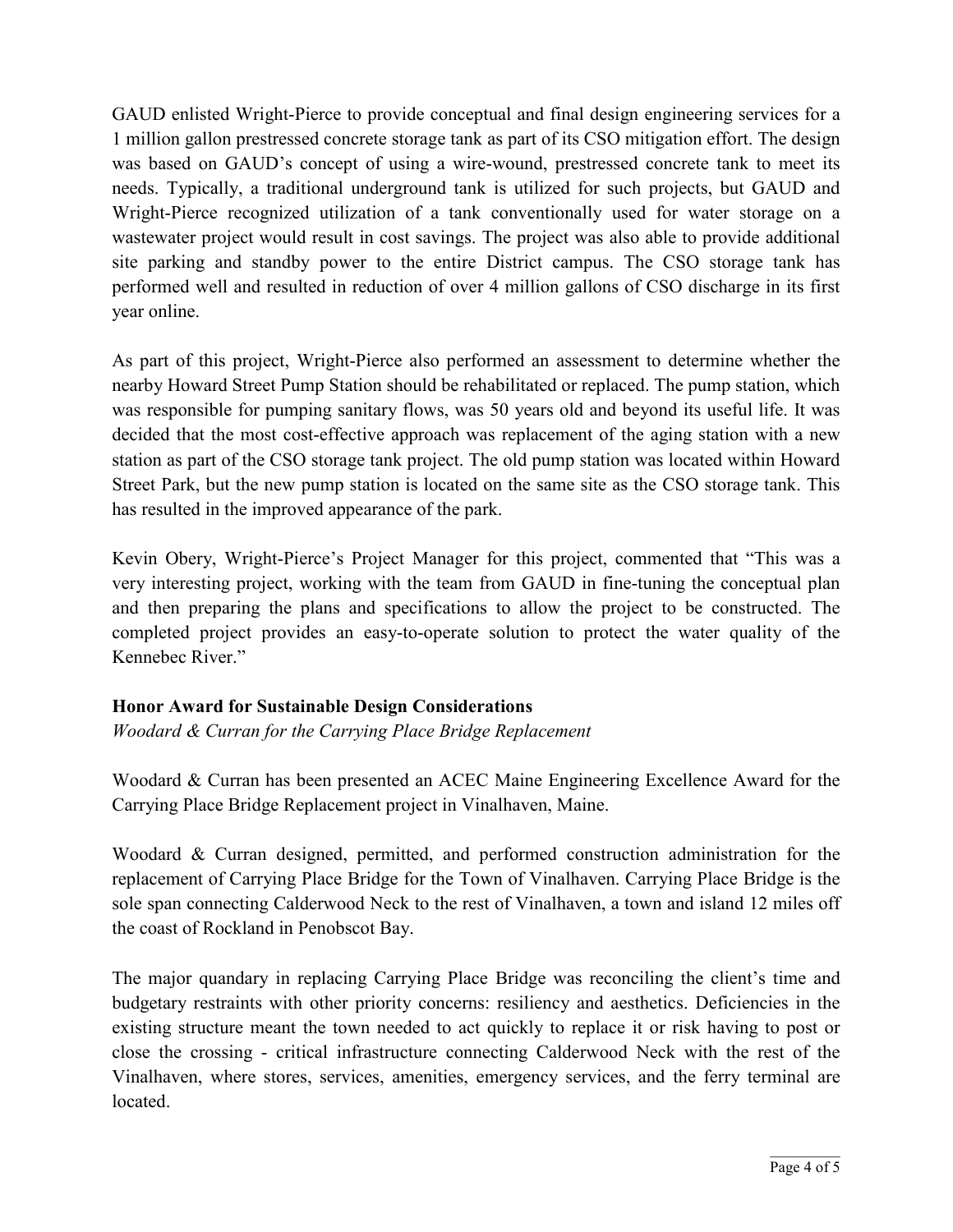GAUD enlisted Wright-Pierce to provide conceptual and final design engineering services for a 1 million gallon prestressed concrete storage tank as part of its CSO mitigation effort. The design was based on GAUD's concept of using a wire-wound, prestressed concrete tank to meet its needs. Typically, a traditional underground tank is utilized for such projects, but GAUD and Wright-Pierce recognized utilization of a tank conventionally used for water storage on a wastewater project would result in cost savings. The project was also able to provide additional site parking and standby power to the entire District campus. The CSO storage tank has performed well and resulted in reduction of over 4 million gallons of CSO discharge in its first year online.

As part of this project, Wright-Pierce also performed an assessment to determine whether the nearby Howard Street Pump Station should be rehabilitated or replaced. The pump station, which was responsible for pumping sanitary flows, was 50 years old and beyond its useful life. It was decided that the most cost-effective approach was replacement of the aging station with a new station as part of the CSO storage tank project. The old pump station was located within Howard Street Park, but the new pump station is located on the same site as the CSO storage tank. This has resulted in the improved appearance of the park.

Kevin Obery, Wright-Pierce's Project Manager for this project, commented that "This was a very interesting project, working with the team from GAUD in fine-tuning the conceptual plan and then preparing the plans and specifications to allow the project to be constructed. The completed project provides an easy-to-operate solution to protect the water quality of the Kennebec River."

**Honor Award for Sustainable Design Considerations**
*Woodard & Curran for the Carrying Place Bridge Replacement*

Woodard & Curran has been presented an ACEC Maine Engineering Excellence Award for the Carrying Place Bridge Replacement project in Vinalhaven, Maine.

Woodard & Curran designed, permitted, and performed construction administration for the replacement of Carrying Place Bridge for the Town of Vinalhaven. Carrying Place Bridge is the sole span connecting Calderwood Neck to the rest of Vinalhaven, a town and island 12 miles off the coast of Rockland in Penobscot Bay.

The major quandary in replacing Carrying Place Bridge was reconciling the client's time and budgetary restraints with other priority concerns: resiliency and aesthetics. Deficiencies in the existing structure meant the town needed to act quickly to replace it or risk having to post or close the crossing - critical infrastructure connecting Calderwood Neck with the rest of the Vinalhaven, where stores, services, amenities, emergency services, and the ferry terminal are located.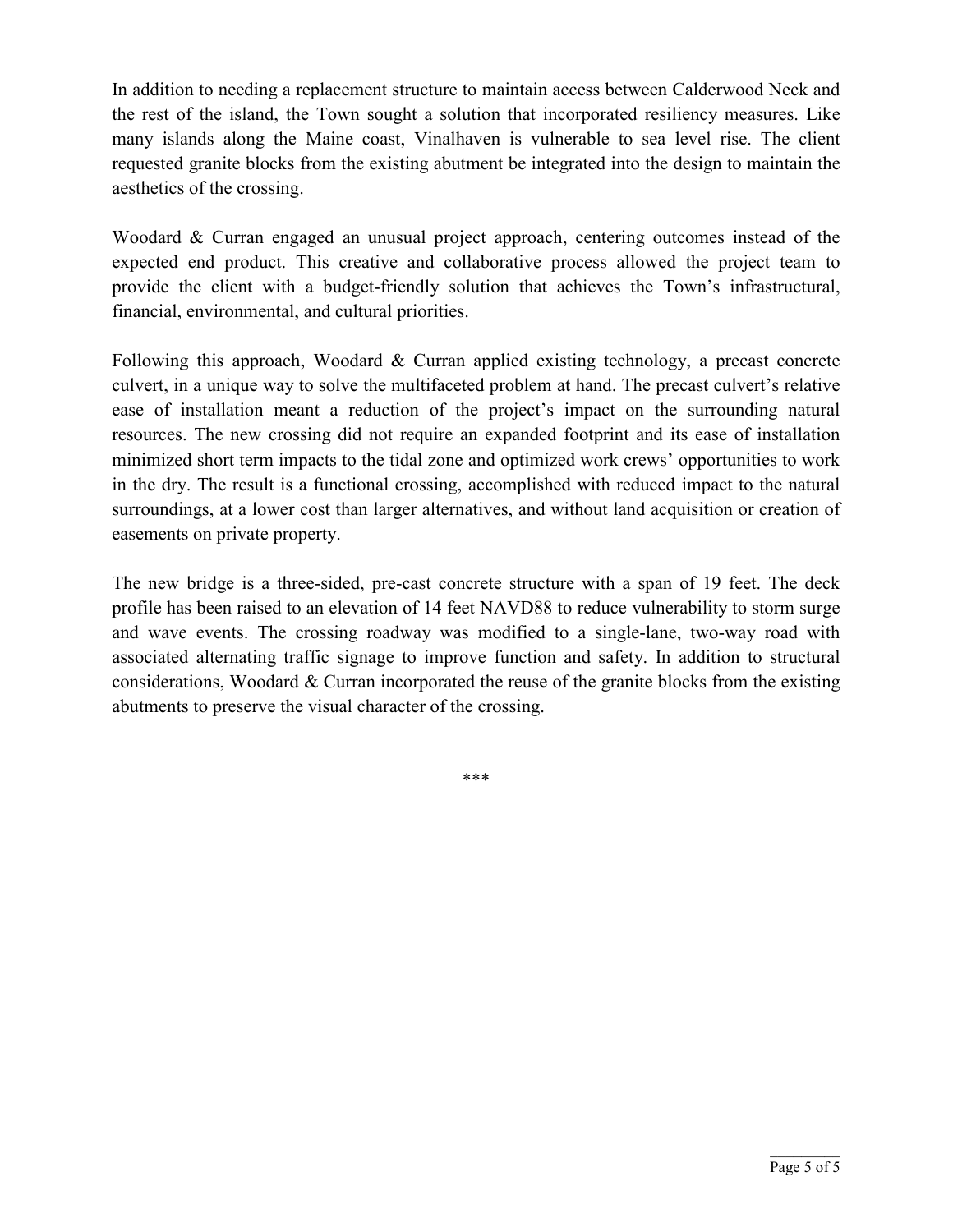In addition to needing a replacement structure to maintain access between Calderwood Neck and the rest of the island, the Town sought a solution that incorporated resiliency measures. Like many islands along the Maine coast, Vinalhaven is vulnerable to sea level rise. The client requested granite blocks from the existing abutment be integrated into the design to maintain the aesthetics of the crossing.

Woodard & Curran engaged an unusual project approach, centering outcomes instead of the expected end product. This creative and collaborative process allowed the project team to provide the client with a budget-friendly solution that achieves the Town's infrastructural, financial, environmental, and cultural priorities.

Following this approach, Woodard & Curran applied existing technology, a precast concrete culvert, in a unique way to solve the multifaceted problem at hand. The precast culvert's relative ease of installation meant a reduction of the project's impact on the surrounding natural resources. The new crossing did not require an expanded footprint and its ease of installation minimized short term impacts to the tidal zone and optimized work crews' opportunities to work in the dry. The result is a functional crossing, accomplished with reduced impact to the natural surroundings, at a lower cost than larger alternatives, and without land acquisition or creation of easements on private property.

The new bridge is a three-sided, pre-cast concrete structure with a span of 19 feet. The deck profile has been raised to an elevation of 14 feet NAVD88 to reduce vulnerability to storm surge and wave events. The crossing roadway was modified to a single-lane, two-way road with associated alternating traffic signage to improve function and safety. In addition to structural considerations, Woodard & Curran incorporated the reuse of the granite blocks from the existing abutments to preserve the visual character of the crossing.

***